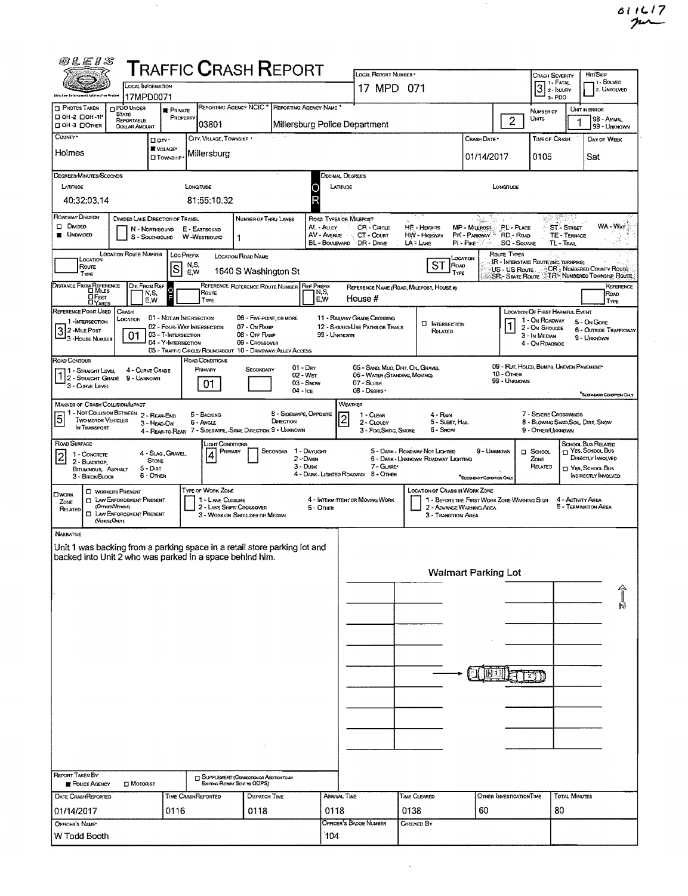# TRAFFIC CRASH REPORT

| Field | Value |
|---|---|
| Local Information | 17MPD0071 |
| Local Report Number | 17 MPD 071 |
| Crash Severity | 3 (1 - Fatal, 2 - Injury, 3 - PDO) |
| Hit/Skip | (1 - Solved, 2 - Unsolved) |
| Photos Taken | |
| PDO Under State Reportable Dollar Amount | |
| Private Property | ■ |
| Reporting Agency NCIC | 03801 |
| Reporting Agency Name | Millersburg Police Department |
| Number of Units | 2 |
| Unit in Error | 1 (98 - Animal, 99 - Unknown) |
| County | Holmes |
| City, Village, Township | Village: Millersburg |
| Crash Date | 01/14/2017 |
| Time of Crash | 0105 |
| Day of Week | Sat |

**Degrees/Minutes/Seconds**
- Latitude: 40:32:03.14
- Longitude: 81:55:10.32

**Roadway Division:** Undivided

**Number of Thru Lanes:** 1

**Location Road Name:** Loc Prefix: S — 1640 S Washington St — Location Road Type: ST

**Reference Name (Road, Milepost, House #):** House #

**Reference Point Used:** 3 - House Number

**Crash Location:** 01 - Not an Intersection

**Location of First Harmful Event:** 1 - On Roadway

**Road Contour:** 1 - Straight Level

**Road Conditions:** Primary: 01 - Dry

**Manner of Crash Collision/Impact:** 5 - Backing

**Weather:** 2 - Cloudy

**Road Surface:** 2 - Blacktop, Bituminous, Asphalt

**Light Conditions:** Primary: 4 - Dark - Lighted Roadway

## Narrative

Unit 1 was backing from a parking space in a retail store parking lot and backed into Unit 2 who was parked in a space behind him.

Walmart Parking Lot

| Field | Value |
|---|---|
| Report Taken By | Police Agency |
| Date Crash Reported | 01/14/2017 |
| Time Crash Reported | 0116 |
| Dispatch Time | 0118 |
| Arrival Time | 0118 |
| Time Cleared | 0138 |
| Other Investigation Time | 60 |
| Total Minutes | 80 |
| Officer's Name | W Todd Booth |
| Officer's Badge Number | 104 |
| Checked By | |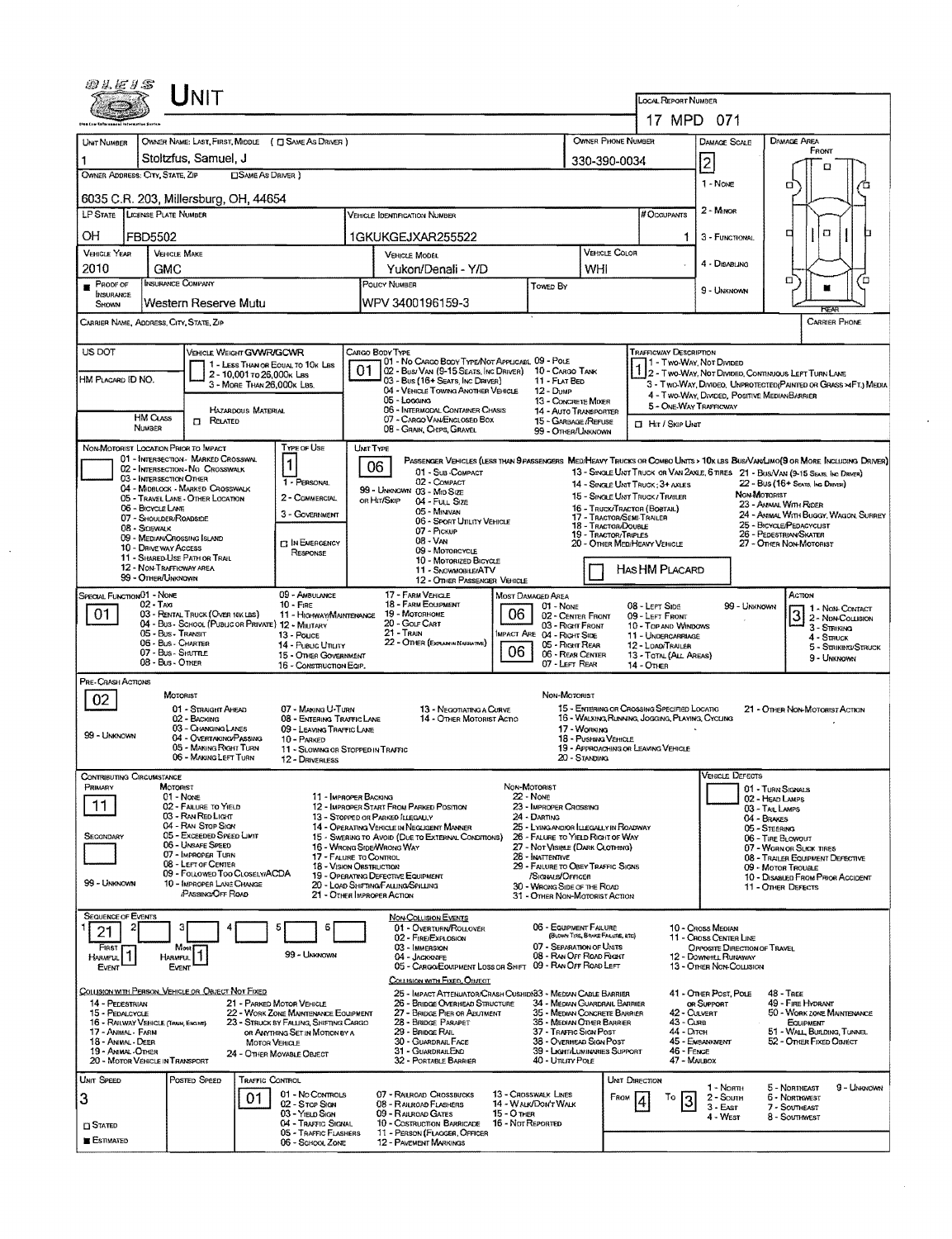# UNIT

LOCAL REPORT NUMBER: 17 MPD 071

| UNIT NUMBER | OWNER NAME: LAST, FIRST, MIDDLE ( □ SAME AS DRIVER ) | OWNER PHONE NUMBER | DAMAGE SCALE | DAMAGE AREA |
|---|---|---|---|---|
| 1 | Stoltzfus, Samuel, J | 330-390-0034 | 2 | FRONT |

OWNER ADDRESS: CITY, STATE, ZIP □ SAME AS DRIVER )
6035 C.R. 203, Millersburg, OH, 44654

DAMAGE SCALE: 1 - NONE, 2 - MINOR, 3 - FUNCTIONAL, 4 - DISABLING, 9 - UNKNOWN

| LP STATE | LICENSE PLATE NUMBER | VEHICLE IDENTIFICATION NUMBER | # OCCUPANTS |
|---|---|---|---|
| OH | FBD5502 | 1GKUKGEJXAR255522 | 1 |

| VEHICLE YEAR | VEHICLE MAKE | VEHICLE MODEL | VEHICLE COLOR |
|---|---|---|---|
| 2010 | GMC | Yukon/Denali - Y/D | WHI |

| ■ PROOF OF INSURANCE SHOWN | INSURANCE COMPANY | POLICY NUMBER | TOWED BY |
|---|---|---|---|
| | Western Reserve Mutu | WPV 3400196159-3 | |

CARRIER NAME, ADDRESS, CITY, STATE, ZIP | CARRIER PHONE

US DOT | HM PLACARD ID NO. | HM CLASS NUMBER | □ RELATED

VEHICLE WEIGHT GVWR/GCWR: 1 - LESS THAN OR EQUAL TO 10K LBS; 2 - 10,001 TO 26,000K LBS; 3 - MORE THAN 26,000K LBS.

CARGO BODY TYPE: **01** — 01 - NO CARGO BODY TYPE/NOT APPLICABLE; 02 - BUS/VAN (9-15 SEATS, INC DRIVER); 03 - BUS (16+ SEATS, INC DRIVER); 04 - VEHICLE TOWING ANOTHER VEHICLE; 05 - LOGGING; 06 - INTERMODAL CONTAINER CHASIS; 07 - CARGO VAN/ENCLOSED BOX; 08 - GRAIN, CHIPS, GRAVEL; 09 - POLE; 10 - CARGO TANK; 11 - FLAT BED; 12 - DUMP; 13 - CONCRETE MIXER; 14 - AUTO TRANSPORTER; 15 - GARBAGE/REFUSE; 99 - OTHER/UNKNOWN

TRAFFICWAY DESCRIPTION: **1** — 1 - TWO-WAY, NOT DIVIDED; 2 - TWO-WAY, NOT DIVIDED, CONTINUOUS LEFT TURN LANE; 3 - TWO-WAY, DIVIDED, UNPROTECTED (PAINTED OR GRASS >4FT.) MEDIA; 4 - TWO-WAY, DIVIDED, POSITIVE MEDIAN BARRIER; 5 - ONE-WAY TRAFFICWAY; □ HIT / SKIP UNIT

NON-MOTORIST LOCATION PRIOR TO IMPACT: 01 - INTERSECTION - MARKED CROSSWAL; 02 - INTERSECTION - NO CROSSWALK; 03 - INTERSECTION OTHER; 04 - MIDBLOCK - MARKED CROSSWALK; 05 - TRAVEL LANE - OTHER LOCATION; 06 - BICYCLE LANE; 07 - SHOULDER/ROADSIDE; 08 - SIDEWALK; 09 - MEDIAN/CROSSING ISLAND; 10 - DRIVE WAY ACCESS; 11 - SHARED-USE PATH OR TRAIL; 12 - NON-TRAFFICWAY AREA; 99 - OTHER/UNKNOWN

TYPE OF USE: **1** — 1 - PERSONAL; 2 - COMMERCIAL; 3 - GOVERNMENT; □ IN EMERGENCY RESPONSE

UNIT TYPE: **06** — PASSENGER VEHICLES (LESS THAN 9 PASSENGERS MED/HEAVY TRUCKS OR COMBO UNITS > 10K LBS BUS/VAN/LIMO (9 OR MORE INCLUDING DRIVER)): 01 - SUB-COMPACT; 02 - COMPACT; 99 - UNKNOWN 03 - MID SIZE; OR HIT/SKIP 04 - FULL SIZE; 05 - MINIVAN; 06 - SPORT UTILITY VEHICLE; 07 - PICKUP; 08 - VAN; 09 - MOTORCYCLE; 10 - MOTORIZED BICYCLE; 11 - SNOWMOBILE/ATV; 12 - OTHER PASSENGER VEHICLE; 13 - SINGLE UNIT TRUCK OR VAN 2AXLE, 6 TIRES; 14 - SINGLE UNIT TRUCK; 3+ AXLES; 15 - SINGLE UNIT TRUCK / TRAILER; 16 - TRUCK/TRACTOR (BOBTAIL); 17 - TRACTOR/SEMI-TRAILER; 18 - TRACTOR/DOUBLE; 19 - TRACTOR/TRIPLES; 20 - OTHER MED/HEAVY VEHICLE; 21 - BUS/VAN (9-15 SEATS, INC DRIVER); 22 - BUS (16+ SEATS, INC DRIVER); NON-MOTORIST: 23 - ANIMAL WITH RIDER; 24 - ANIMAL WITH BUGGY, WAGON, SURREY; 25 - BICYCLE/PEDACYCLIST; 26 - PEDESTRIAN/SKATER; 27 - OTHER NON-MOTORIST; □ HAS HM PLACARD

SPECIAL FUNCTION: **01** — 01 - NONE; 02 - TAXI; 03 - RENTAL TRUCK (OVER 10K LBS); 04 - BUS - SCHOOL (PUBLIC OR PRIVATE); 05 - BUS - TRANSIT; 06 - BUS - CHARTER; 07 - BUS - SHUTTLE; 08 - BUS - OTHER; 09 - AMBULANCE; 10 - FIRE; 11 - HIGHWAY/MAINTENANCE; 12 - MILITARY; 13 - POLICE; 14 - PUBLIC UTILITY; 15 - OTHER GOVERNMENT; 16 - CONSTRUCTION EQIP.; 17 - FARM VEHICLE; 18 - FARM EQUIPMENT; 19 - MOTORHOME; 20 - GOLF CART; 21 - TRAIN; 22 - OTHER (EXPLAIN IN NARRATIVE)

MOST DAMAGED AREA: **06**; IMPACT ARE: **06** — 01 - NONE; 02 - CENTER FRONT; 03 - RIGHT FRONT; 04 - RIGHT SIDE; 05 - RIGHT REAR; 06 - REAR CENTER; 07 - LEFT REAR; 08 - LEFT SIDE; 09 - LEFT FRONT; 10 - TOP AND WINDOWS; 11 - UNDERCARRIAGE; 12 - LOAD/TRAILER; 13 - TOTAL (ALL AREAS); 14 - OTHER; 99 - UNKNOWN

ACTION: **3** — 1 - NON-CONTACT; 2 - NON-COLLISION; 3 - STRIKING; 4 - STRUCK; 5 - STRIKING/STRUCK; 9 - UNKNOWN

PRE-CRASH ACTIONS: **02**
MOTORIST: 01 - STRAIGHT AHEAD; 02 - BACKING; 03 - CHANGING LANES; 04 - OVERTAKING/PASSING; 05 - MAKING RIGHT TURN; 06 - MAKING LEFT TURN; 07 - MAKING U-TURN; 08 - ENTERING TRAFFIC LANE; 09 - LEAVING TRAFFIC LANE; 10 - PARKED; 11 - SLOWING OR STOPPED IN TRAFFIC; 12 - DRIVERLESS; 13 - NEGOTIATING A CURVE; 14 - OTHER MOTORIST ACTIO; 99 - UNKNOWN
NON-MOTORIST: 15 - ENTERING OR CROSSING SPECIFIED LOCATIO; 16 - WALKING, RUNNING, JOGGING, PLAYING, CYCLING; 17 - WORKING; 18 - PUSHING VEHICLE; 19 - APPROACHING OR LEAVING VEHICLE; 20 - STANDING; 21 - OTHER NON-MOTORIST ACTION

CONTRIBUTING CIRCUMSTANCE: PRIMARY **11**; SECONDARY (blank)
MOTORIST: 01 - NONE; 02 - FAILURE TO YIELD; 03 - RAN RED LIGHT; 04 - RAN STOP SIGN; 05 - EXCEEDED SPEED LIMIT; 06 - UNSAFE SPEED; 07 - IMPROPER TURN; 08 - LEFT OF CENTER; 09 - FOLLOWED TOO CLOSELY/ACDA; 10 - IMPROPER LANE CHANGE /PASSING/OFF ROAD; 11 - IMPROPER BACKING; 12 - IMPROPER START FROM PARKED POSITION; 13 - STOPPED OR PARKED ILLEGALLY; 14 - OPERATING VEHICLE IN NEGLIGENT MANNER; 15 - SWERING TO AVOID (DUE TO EXTERNAL CONDITIONS); 16 - WRONG SIDE/WRONG WAY; 17 - FAILURE TO CONTROL; 18 - VISION OBSTRUCTION; 19 - OPERATING DEFECTIVE EQUIPMENT; 20 - LOAD SHIFTING/FALLING/SPILLING; 21 - OTHER IMPROPER ACTION; 99 - UNKNOWN
NON-MOTORIST: 22 - NONE; 23 - IMPROPER CROSSING; 24 - DARTING; 25 - LYING AND/OR ILLEGALLY IN ROADWAY; 26 - FAILURE TO YIELD RIGHT OF WAY; 27 - NOT VISIBLE (DARK CLOTHING); 28 - INATTENTIVE; 29 - FAILURE TO OBEY TRAFFIC SIGNS /SIGNALS/OFFICER; 30 - WRONG SIDE OF THE ROAD; 31 - OTHER NON-MOTORIST ACTION

VEHICLE DEFECTS: 01 - TURN SIGNALS; 02 - HEAD LAMPS; 03 - TAIL LAMPS; 04 - BRAKES; 05 - STEERING; 06 - TIRE BLOWOUT; 07 - WORN OR SLICK TIRES; 08 - TRAILER EQUIPMENT DEFECTIVE; 09 - MOTOR TROUBLE; 10 - DISABLED FROM PRIOR ACCIDENT; 11 - OTHER DEFECTS

SEQUENCE OF EVENTS: 1: **21**; 2; 3; 4; 5; 6; FIRST HARMFUL EVENT: **1**; MOST HARMFUL EVENT: **1**; 99 - UNKNOWN

NON-COLLISION EVENTS: 01 - OVERTURN/ROLLOVER; 02 - FIRE/EXPLOSION; 03 - IMMERSION; 04 - JACKKNIFE; 05 - CARGO/EQUIPMENT LOSS OR SHIFT; 06 - EQUIPMENT FAILURE (BLOWN TIRE, BRAKE FAILURE, ETC); 07 - SEPARATION OF UNITS; 08 - RAN OFF ROAD RIGHT; 09 - RAN OFF ROAD LEFT; 10 - CROSS MEDIAN; 11 - CROSS CENTER LINE OPPOSITE DIRECTION OF TRAVEL; 12 - DOWNHILL RUNAWAY; 13 - OTHER NON-COLLISION

COLLISION WITH PERSON, VEHICLE OR OBJECT NOT FIXED: 14 - PEDESTRIAN; 15 - PEDALCYCLE; 16 - RAILWAY VEHICLE (TRAIN, ENGINE); 17 - ANIMAL - FARM; 18 - ANIMAL - DEER; 19 - ANIMAL - OTHER; 20 - MOTOR VEHICLE IN TRANSPORT; 21 - PARKED MOTOR VEHICLE; 22 - WORK ZONE MAINTENANCE EQUIPMENT; 23 - STRUCK BY FALLING, SHIFTING CARGO OR ANYTHING SET IN MOTION BY A MOTOR VEHICLE; 24 - OTHER MOVABLE OBJECT

COLLISION WITH FIXED, OBJECT: 25 - IMPACT ATTENUATOR/CRASH CUSHION; 26 - BRIDGE OVERHEAD STRUCTURE; 27 - BRIDGE PIER OR ABUTMENT; 28 - BRIDGE PARAPET; 29 - BRIDGE RAIL; 30 - GUARDRAIL FACE; 31 - GUARDRAIL END; 32 - PORTABLE BARRIER; 33 - MEDIAN CABLE BARRIER; 34 - MEDIAN GUARDRAIL BARRIER; 35 - MEDIAN CONCRETE BARRIER; 36 - MEDIAN OTHER BARRIER; 37 - TRAFFIC SIGN POST; 38 - OVERHEAD SIGN POST; 39 - LIGHT/LUMINARIES SUPPORT; 40 - UTILITY POLE; 41 - OTHER POST, POLE OR SUPPORT; 42 - CULVERT; 43 - CURB; 44 - DITCH; 45 - EMBANKMENT; 46 - FENCE; 47 - MAILBOX; 48 - TREE; 49 - FIRE HYDRANT; 50 - WORK ZONE MAINTENANCE EQUIPMENT; 51 - WALL, BUILDING, TUNNEL; 52 - OTHER FIXED OBJECT

| UNIT SPEED | POSTED SPEED | TRAFFIC CONTROL | UNIT DIRECTION |
|---|---|---|---|
| 3 | | 01 | FROM 4 TO 3 |

□ STATED ■ ESTIMATED

TRAFFIC CONTROL: 01 - NO CONTROLS; 02 - STOP SIGN; 03 - YIELD SIGN; 04 - TRAFFIC SIGNAL; 05 - TRAFFIC FLASHERS; 06 - SCHOOL ZONE; 07 - RAILROAD CROSSBUCKS; 08 - RAILROAD FLASHERS; 09 - RAILROAD GATES; 10 - COSTRUCTION BARRICADE; 11 - PERSON (FLAGGER, OFFICER); 12 - PAVEMENT MARKINGS; 13 - CROSSWALK LINES; 14 - WALK/DON'T WALK; 15 - OTHER; 16 - NOT REPORTED

UNIT DIRECTION: 1 - NORTH; 2 - SOUTH; 3 - EAST; 4 - WEST; 5 - NORTHEAST; 6 - NORTHWEST; 7 - SOUTHEAST; 8 - SOUTHWEST; 9 - UNKNOWN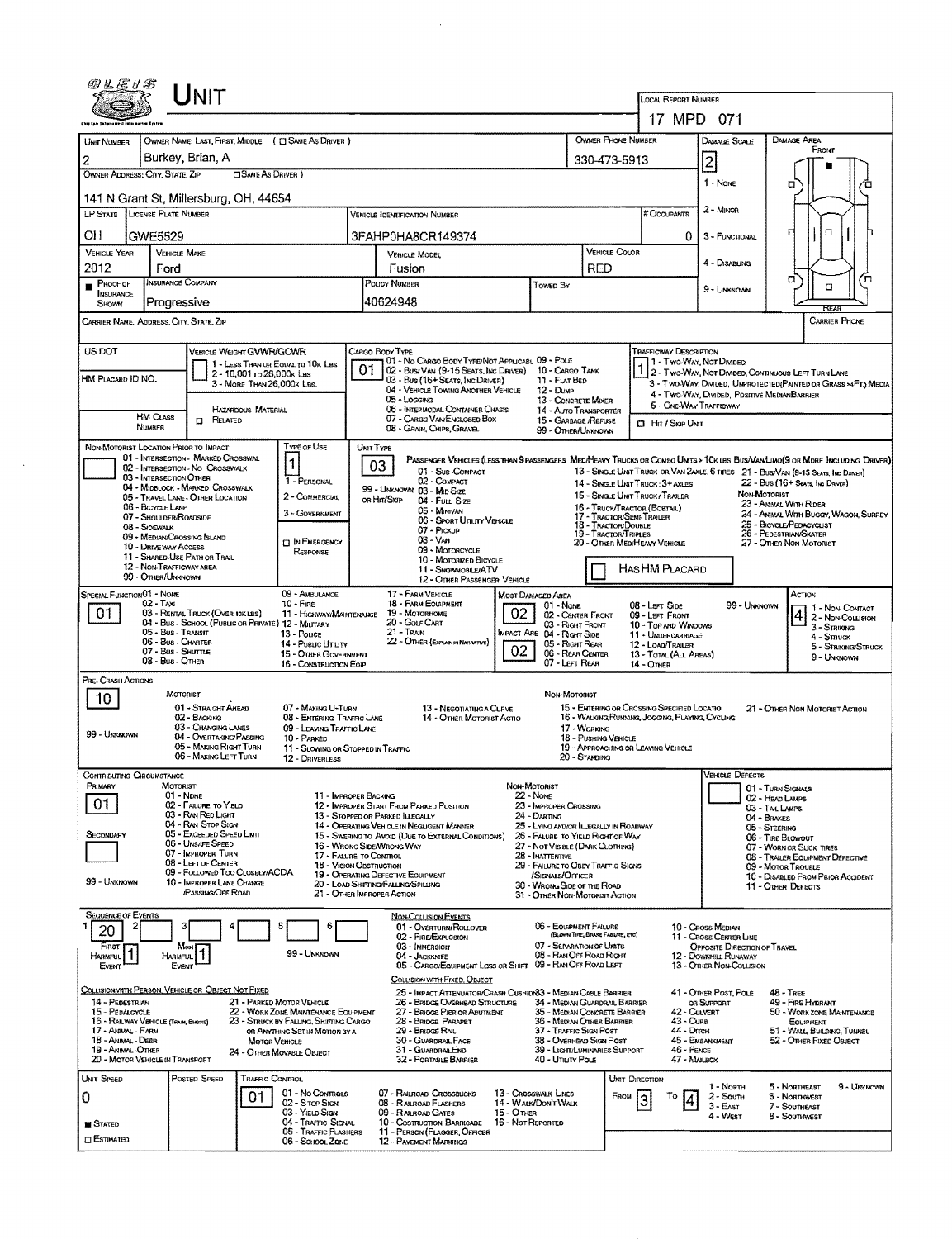# UNIT

**LOCAL REPORT NUMBER:** 17 MPD 071

| UNIT NUMBER | OWNER NAME: LAST, FIRST, MIDDLE ( ☐ SAME AS DRIVER ) | OWNER PHONE NUMBER | DAMAGE SCALE | DAMAGE AREA |
|---|---|---|---|---|
| 2 | Burkey, Brian, A | 330-473-5913 | 2 | FRONT |

**OWNER ADDRESS: CITY, STATE, ZIP** ( ☐ SAME AS DRIVER ): 141 N Grant St, Millersburg, OH, 44654

| LP STATE | LICENSE PLATE NUMBER | VEHICLE IDENTIFICATION NUMBER | # OCCUPANTS |
|---|---|---|---|
| OH | GWE5529 | 3FAHP0HA8CR149374 | 0 |

| VEHICLE YEAR | VEHICLE MAKE | VEHICLE MODEL | VEHICLE COLOR |
|---|---|---|---|
| 2012 | Ford | Fusion | RED |

| PROOF OF INSURANCE SHOWN | INSURANCE COMPANY | POLICY NUMBER | TOWED BY |
|---|---|---|---|
| ■ | Progressive | 40624948 | |

DAMAGE SCALE: 1 - NONE; 2 - MINOR; 3 - FUNCTIONAL; 4 - DISABLING; 9 - UNKNOWN

CARRIER NAME, ADDRESS, CITY, STATE, ZIP | CARRIER PHONE

US DOT | VEHICLE WEIGHT GVWR/GCWR: 1 - LESS THAN OR EQUAL TO 10K LBS; 2 - 10,001 TO 26,000K LBS; 3 - MORE THAN 26,000K LBS.

HM PLACARD ID NO. | HM CLASS NUMBER | ☐ HAZARDOUS MATERIAL RELATED

**CARGO BODY TYPE:** 01
01 - NO CARGO BODY TYPE/NOT APPLICABLE; 02 - BUS/VAN (9-15 SEATS, INC DRIVER); 03 - BUS (16+ SEATS, INC DRIVER); 04 - VEHICLE TOWING ANOTHER VEHICLE; 05 - LOGGING; 06 - INTERMODAL CONTAINER CHASSIS; 07 - CARGO VAN/ENCLOSED BOX; 08 - GRAIN, CHIPS, GRAVEL; 09 - POLE; 10 - CARGO TANK; 11 - FLAT BED; 12 - DUMP; 13 - CONCRETE MIXER; 14 - AUTO TRANSPORTER; 15 - GARBAGE /REFUSE; 99 - OTHER/UNKNOWN

**TRAFFICWAY DESCRIPTION:** 1
1 - TWO-WAY, NOT DIVIDED; 2 - TWO-WAY, NOT DIVIDED, CONTINUOUS LEFT TURN LANE; 3 - TWO-WAY, DIVIDED, UNPROTECTED(PAINTED OR GRASS >4FT.) MEDIA; 4 - TWO-WAY, DIVIDED, POSITIVE MEDIAN BARRIER; 5 - ONE-WAY TRAFFICWAY
☐ HIT / SKIP UNIT

**NON-MOTORIST LOCATION PRIOR TO IMPACT:**
01 - INTERSECTION - MARKED CROSSWALK; 02 - INTERSECTION - NO CROSSWALK; 03 - INTERSECTION OTHER; 04 - MIDBLOCK - MARKED CROSSWALK; 05 - TRAVEL LANE - OTHER LOCATION; 06 - BICYCLE LANE; 07 - SHOULDER/ROADSIDE; 08 - SIDEWALK; 09 - MEDIAN/CROSSING ISLAND; 10 - DRIVEWAY ACCESS; 11 - SHARED-USE PATH OR TRAIL; 12 - NON-TRAFFICWAY AREA; 99 - OTHER/UNKNOWN

**TYPE OF USE:** 1
1 - PERSONAL; 2 - COMMERCIAL; 3 - GOVERNMENT; ☐ IN EMERGENCY RESPONSE

**UNIT TYPE:** 03
PASSENGER VEHICLES (LESS THAN 9 PASSENGERS MED/HEAVY TRUCKS OR COMBO UNITS > 10K LBS BUS/VAN/LIMO(9 OR MORE INCLUDING DRIVER)
01 - SUB COMPACT; 02 - COMPACT; 99 - UNKNOWN 03 - MID SIZE; OR HIT/SKIP 04 - FULL SIZE; 05 - MINIVAN; 06 - SPORT UTILITY VEHICLE; 07 - PICKUP; 08 - VAN; 09 - MOTORCYCLE; 10 - MOTORIZED BICYCLE; 11 - SNOWMOBILE/ATV; 12 - OTHER PASSENGER VEHICLE
13 - SINGLE UNIT TRUCK OR VAN 2AXLE, 6 TIRES; 14 - SINGLE UNIT TRUCK; 3+ AXLES; 15 - SINGLE UNIT TRUCK/ TRAILER; 16 - TRUCK/TRACTOR (BOBTAIL); 17 - TRACTOR/SEMI-TRAILER; 18 - TRACTOR/DOUBLE; 19 - TRACTOR/TRIPLES; 20 - OTHER MED/HEAVY VEHICLE
21 - BUS/VAN (9-15 SEATS, INC DRIVER); 22 - BUS (16+ SEATS, INC DRIVER)
NON-MOTORIST: 23 - ANIMAL WITH RIDER; 24 - ANIMAL WITH BUGGY, WAGON, SURREY; 25 - BICYCLE/PEDACYCLIST; 26 - PEDESTRIAN/SKATER; 27 - OTHER NON-MOTORIST
☐ HAS HM PLACARD

**SPECIAL FUNCTION:** 01
01 - NONE; 02 - TAXI; 03 - RENTAL TRUCK (OVER 10K LBS); 04 - BUS - SCHOOL (PUBLIC OR PRIVATE); 05 - BUS - TRANSIT; 06 - BUS - CHARTER; 07 - BUS - SHUTTLE; 08 - BUS - OTHER; 09 - AMBULANCE; 10 - FIRE; 11 - HIGHWAY/MAINTENANCE; 12 - MILITARY; 13 - POLICE; 14 - PUBLIC UTILITY; 15 - OTHER GOVERNMENT; 16 - CONSTRUCTION EQIP.; 17 - FARM VEHICLE; 18 - FARM EQUIPMENT; 19 - MOTORHOME; 20 - GOLF CART; 21 - TRAIN; 22 - OTHER (EXPLAIN IN NARRATIVE)

**MOST DAMAGED AREA:** 02
**IMPACT ARE:** 02
01 - NONE; 02 - CENTER FRONT; 03 - RIGHT FRONT; 04 - RIGHT SIDE; 05 - RIGHT REAR; 06 - REAR CENTER; 07 - LEFT REAR; 08 - LEFT SIDE; 09 - LEFT FRONT; 10 - TOP AND WINDOWS; 11 - UNDERCARRIAGE; 12 - LOAD/TRAILER; 13 - TOTAL (ALL AREAS); 14 - OTHER; 99 - UNKNOWN

**ACTION:** 4
1 - NON-CONTACT; 2 - NON-COLLISION; 3 - STRIKING; 4 - STRUCK; 5 - STRIKING/STRUCK; 9 - UNKNOWN

**PRE-CRASH ACTIONS:** 10
MOTORIST: 01 - STRAIGHT AHEAD; 02 - BACKING; 03 - CHANGING LANES; 04 - OVERTAKING/PASSING; 05 - MAKING RIGHT TURN; 06 - MAKING LEFT TURN; 07 - MAKING U-TURN; 08 - ENTERING TRAFFIC LANE; 09 - LEAVING TRAFFIC LANE; 10 - PARKED; 11 - SLOWING OR STOPPED IN TRAFFIC; 12 - DRIVERLESS; 13 - NEGOTIATING A CURVE; 14 - OTHER MOTORIST ACTIO
NON-MOTORIST: 15 - ENTERING OR CROSSING SPECIFIED LOCATIO; 16 - WALKING,RUNNING, JOGGING, PLAYING, CYCLING; 17 - WORKING; 18 - PUSHING VEHICLE; 19 - APPROACHING OR LEAVING VEHICLE; 20 - STANDING; 21 - OTHER NON-MOTORIST ACTION
99 - UNKNOWN

**CONTRIBUTING CIRCUMSTANCE**
PRIMARY: 01
SECONDARY:
MOTORIST: 01 - NONE; 02 - FAILURE TO YIELD; 03 - RAN RED LIGHT; 04 - RAN STOP SIGN; 05 - EXCEEDED SPEED LIMIT; 06 - UNSAFE SPEED; 07 - IMPROPER TURN; 08 - LEFT OF CENTER; 09 - FOLLOWED TOO CLOSELY/ACDA; 10 - IMPROPER LANE CHANGE /PASSING/OFF ROAD; 11 - IMPROPER BACKING; 12 - IMPROPER START FROM PARKED POSITION; 13 - STOPPED OR PARKED ILLEGALLY; 14 - OPERATING VEHICLE IN NEGLIGENT MANNER; 15 - SWERING TO AVOID (DUE TO EXTERNAL CONDITIONS); 16 - WRONG SIDE/WRONG WAY; 17 - FALURE TO CONTROL; 18 - VISION OBSTRUCTION; 19 - OPERATING DEFECTIVE EQUIPMENT; 20 - LOAD SHIFTING/FALLING/SPILLING; 21 - OTHER IMPROPER ACTION
NON-MOTORIST: 22 - NONE; 23 - IMPROPER CROSSING; 24 - DARTING; 25 - LYING AND/OR ILLEGALLY IN ROADWAY; 26 - FALURE TO YIELD RIGHT OF WAY; 27 - NOT VISIBLE (DARK CLOTHING); 28 - INATTENTIVE; 29 - FAILURE TO OBEY TRAFFIC SIGNS /SIGNALS/OFFICER; 30 - WRONG SIDE OF THE ROAD; 31 - OTHER NON-MOTORIST ACTION
99 - UNKNOWN

**VEHICLE DEFECTS:**
01 - TURN SIGNALS; 02 - HEAD LAMPS; 03 - TAIL LAMPS; 04 - BRAKES; 05 - STEERING; 06 - TIRE BLOWOUT; 07 - WORN OR SLICK TIRES; 08 - TRAILER EQUIPMENT DEFECTIVE; 09 - MOTOR TROUBLE; 10 - DISABLED FROM PRIOR ACCIDENT; 11 - OTHER DEFECTS

**SEQUENCE OF EVENTS:** 1: 20 | 2: | 3: | 4: | 5: | 6:
FIRST HARMFUL EVENT: 1 | MOST HARMFUL EVENT: 1 | 99 - UNKNOWN

NON-COLLISION EVENTS: 01 - OVERTURN/ROLLOVER; 02 - FIRE/EXPLOSION; 03 - IMMERSION; 04 - JACKKNIFE; 05 - CARGO/EQUIPMENT LOSS OR SHIFT; 06 - EQUIPMENT FAILURE (BLOWN TIRE, BRAKE FAILURE, ETC); 07 - SEPARATION OF UNITS; 08 - RAN OFF ROAD RIGHT; 09 - RAN OFF ROAD LEFT; 10 - CROSS MEDIAN; 11 - CROSS CENTER LINE OPPOSITE DIRECTION OF TRAVEL; 12 - DOWNHILL RUNAWAY; 13 - OTHER NON-COLLISION

COLLISION WITH PERSON, VEHICLE OR OBJECT NOT FIXED: 14 - PEDESTRIAN; 15 - PEDALCYCLE; 16 - RAILWAY VEHICLE (TRAIN, ENGINE); 17 - ANIMAL - FARM; 18 - ANIMAL - DEER; 19 - ANIMAL - OTHER; 20 - MOTOR VEHICLE IN TRANSPORT; 21 - PARKED MOTOR VEHICLE; 22 - WORK ZONE MAINTENANCE EQUIPMENT; 23 - STRUCK BY FALLING, SHIFTING CARGO OR ANYTHING SET IN MOTION BY A MOTOR VEHICLE; 24 - OTHER MOVABLE OBJECT

COLLISION WITH FIXED, OBJECT: 25 - IMPACT ATTENUATOR/CRASH CUSHION; 26 - BRIDGE OVERHEAD STRUCTURE; 27 - BRIDGE PIER OR ABUTMENT; 28 - BRIDGE PARAPET; 29 - BRIDGE RAIL; 30 - GUARDRAIL FACE; 31 - GUARDRAILEND; 32 - PORTABLE BARRIER; 33 - MEDIAN CABLE BARRIER; 34 - MEDIAN GUARDRAIL BARRIER; 35 - MEDIAN CONCRETE BARRIER; 36 - MEDIAN OTHER BARRIER; 37 - TRAFFIC SIGN POST; 38 - OVERHEAD SIGN POST; 39 - LIGHT/LUMINARIES SUPPORT; 40 - UTILITY POLE; 41 - OTHER POST, POLE OR SUPPORT; 42 - CULVERT; 43 - CURB; 44 - DITCH; 45 - EMBANKMENT; 46 - FENCE; 47 - MAILBOX; 48 - TREE; 49 - FIRE HYDRANT; 50 - WORK ZONE MAINTENANCE EQUIPMENT; 51 - WALL, BUILDING, TUNNEL; 52 - OTHER FIXED OBJECT

| UNIT SPEED | POSTED SPEED | TRAFFIC CONTROL | UNIT DIRECTION |
|---|---|---|---|
| 0 | | 01 | FROM 3 TO 4 |

■ STATED ☐ ESTIMATED

TRAFFIC CONTROL: 01 - NO CONTROLS; 02 - STOP SIGN; 03 - YIELD SIGN; 04 - TRAFFIC SIGNAL; 05 - TRAFFIC FLASHERS; 06 - SCHOOL ZONE; 07 - RAILROAD CROSSBUCKS; 08 - RAILROAD FLASHERS; 09 - RAILROAD GATES; 10 - COSTRUCTION BARRICADE; 11 - PERSON (FLAGGER, OFFICER); 12 - PAVEMENT MARKINGS; 13 - CROSSWALK LINES; 14 - WALK/DON'T WALK; 15 - OTHER; 16 - NOT REPORTED

UNIT DIRECTION: 1 - NORTH; 2 - SOUTH; 3 - EAST; 4 - WEST; 5 - NORTHEAST; 6 - NORTHWEST; 7 - SOUTHEAST; 8 - SOUTHWEST; 9 - UNKNOWN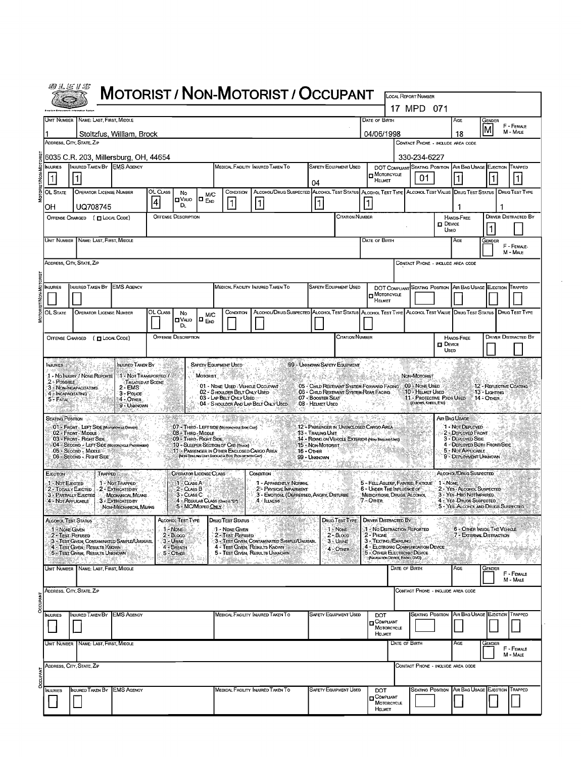# MOTORIST / NON-MOTORIST / OCCUPANT

LOCAL REPORT NUMBER: 17 MPD 071

## MOTORIST/NON-MOTORIST

| UNIT NUMBER | NAME: LAST, FIRST, MIDDLE | DATE OF BIRTH | AGE | GENDER (F - FEMALE, M - MALE) |
|---|---|---|---|---|
| 1 | Stoltzfus, William, Brock | 04/06/1998 | 18 | M |

| ADDRESS, CITY, STATE, ZIP | CONTACT PHONE - INCLUDE AREA CODE |
|---|---|
| 6035 C.R. 203, Millersburg, OH, 44654 | 330-234-6227 |

| INJURIES | INJURED TAKEN BY | EMS AGENCY | MEDICAL FACILITY INJURED TAKEN TO | SAFETY EQUIPMENT USED | DOT COMPLIANT MOTORCYCLE HELMET | SEATING POSITION | AIR BAG USAGE | EJECTION | TRAPPED |
|---|---|---|---|---|---|---|---|---|---|
| 1 | 1 | | | 04 | | 01 | 1 | 1 | 1 |

| OL STATE | OPERATOR LICENSE NUMBER | OL CLASS | NO VALID DL | M/C END | CONDITION | ALCOHOL/DRUG SUSPECTED | ALCOHOL TEST STATUS | ALCOHOL TEST TYPE | ALCOHOL TEST VALUE | DRUG TEST STATUS | DRUG TEST TYPE |
|---|---|---|---|---|---|---|---|---|---|---|---|
| OH | UQ708745 | 4 | | | 1 | 1 | 1 | 1 | | 1 | 1 |

| OFFENSE CHARGED ( LOCAL CODE) | OFFENSE DESCRIPTION | CITATION NUMBER | HANDS-FREE DEVICE USED | DRIVER DISTRACTED BY |
|---|---|---|---|---|
| | | | | 1 |

## MOTORIST/NON-MOTORIST

| UNIT NUMBER | NAME: LAST, FIRST, MIDDLE | DATE OF BIRTH | AGE | GENDER (F - FEMALE, M - MALE) |
|---|---|---|---|---|
| | | | | |

| ADDRESS, CITY, STATE, ZIP | CONTACT PHONE - INCLUDE AREA CODE |
|---|---|
| | |

| INJURIES | INJURED TAKEN BY | EMS AGENCY | MEDICAL FACILITY INJURED TAKEN TO | SAFETY EQUIPMENT USED | DOT COMPLIANT MOTORCYCLE HELMET | SEATING POSITION | AIR BAG USAGE | EJECTION | TRAPPED |
|---|---|---|---|---|---|---|---|---|---|
| | | | | | | | | | |

| OL STATE | OPERATOR LICENSE NUMBER | OL CLASS | NO VALID DL | M/C END | CONDITION | ALCOHOL/DRUG SUSPECTED | ALCOHOL TEST STATUS | ALCOHOL TEST TYPE | ALCOHOL TEST VALUE | DRUG TEST STATUS | DRUG TEST TYPE |
|---|---|---|---|---|---|---|---|---|---|---|---|
| | | | | | | | | | | | |

| OFFENSE CHARGED ( LOCAL CODE) | OFFENSE DESCRIPTION | CITATION NUMBER | HANDS-FREE DEVICE USED | DRIVER DISTRACTED BY |
|---|---|---|---|---|
| | | | | |

## Codes

**INJURIES:** 1 - NO INJURY / NONE REPORTED; 2 - POSSIBLE; 3 - NON-INCAPACITATING; 4 - INCAPACITATING; 5 - FATAL

**INJURED TAKEN BY:** 1 - NOT TRANSPORTED / TREATED AT SCENE; 2 - EMS; 3 - POLICE; 4 - OTHER; 9 - UNKNOWN

**SAFETY EQUIPMENT USED:** 99 - UNKNOWN SAFETY EQUIPMENT
- MOTORIST: 01 - NONE USED - VEHICLE OCCUPANT; 02 - SHOULDER BELT ONLY USED; 03 - LAP BELT ONLY USED; 04 - SHOULDER AND LAP BELT ONLY USED; 05 - CHILD RESTRAINT SYSTEM-FORWARD FACING; 06 - CHILD RESTRAINT SYSTEM-REAR FACING; 07 - BOOSTER SEAT; 08 - HELMET USED
- NON-MOTORIST: 09 - NONE USED; 10 - HELMET USED; 11 - PROTECTIVE PADS USED (ELBOWS, KNEES, ETC); 12 - REFLECTIVE COATING; 13 - LIGHTING; 14 - OTHER

**SEATING POSITION:** 01 - FRONT - LEFT SIDE (MOTORCYCLE DRIVER); 02 - FRONT - MIDDLE; 03 - FRONT - RIGHT SIDE; 04 - SECOND - LEFT SIDE (MOTORCYCLE PASSENGER); 05 - SECOND - MIDDLE; 06 - SECOND - RIGHT SIDE; 07 - THIRD - LEFT SIDE (MOTORCYCLE SIDE CAR); 08 - THIRD - MIDDLE; 09 - THIRD - RIGHT SIDE; 10 - SLEEPER SECTION OF CAB (TRUCK); 11 - PASSENGER IN OTHER ENCLOSED CARGO AREA (NON-TRAILING UNIT SUCH AS A BUS, PICK-UP WITH CAP); 12 - PASSENGER IN UNENCLOSED CARGO AREA; 13 - TRAILING UNIT; 14 - RIDING ON VEHICLE EXTERIOR (NON-TRAILING UNIT); 15 - NON-MOTORIST; 16 - OTHER; 99 - UNKNOWN

**AIR BAG USAGE:** 1 - NOT DEPLOYED; 2 - DEPLOYED FRONT; 3 - DEPLOYED SIDE; 4 - DEPLOYED BOTH FRONT/SIDE; 5 - NOT APPLICABLE; 9 - DEPLOYMENT UNKNOWN

**EJECTION:** 1 - NOT EJECTED; 2 - TOTALLY EJECTED; 3 - PARTIALLY EJECTED; 4 - NOT APPLICABLE

**TRAPPED:** 1 - NOT TRAPPED; 2 - EXTRICATED BY MECHANICAL MEANS; 3 - EXTRICATED BY NON-MECHANICAL MEANS

**OPERATOR LICENSE CLASS:** 1 - CLASS A; 2 - CLASS B; 3 - CLASS C; 4 - REGULAR CLASS (OHIO IS "D"); 5 - M/C MOPED ONLY

**CONDITION:** 1 - APPARENTLY NORMAL; 2 - PHYSICAL IMPAIRMENT; 3 - EMOTIONAL (DEPRESSED, ANGRY, DISTURBED); 4 - ILLNESS; 5 - FELL ASLEEP, FAINTED, FATIGUE; 6 - UNDER THE INFLUENCE OF MEDICATIONS, DRUGS, ALCOHOL; 7 - OTHER

**ALCOHOL/DRUG SUSPECTED:** 1 - NONE; 2 - YES - ALCOHOL SUSPECTED; 3 - YES - HBD NOT IMPAIRED; 4 - YES - DRUGS SUSPECTED; 5 - YES - ALCOHOL AND DRUGS SUSPECTED

**ALCOHOL TEST STATUS:** 1 - NONE GIVEN; 2 - TEST REFUSED; 3 - TEST GIVEN, CONTAMINATED SAMPLE/UNUSABL; 4 - TEST GIVEN, RESULTS KNOWN; 5 - TEST GIVEN, RESULTS UNKNOWN

**ALCOHOL TEST TYPE:** 1 - NONE; 2 - BLOOD; 3 - URINE; 4 - BREATH; 5 - OTHER

**DRUG TEST STATUS:** 1 - NONE GIVEN; 2 - TEST REFUSED; 3 - TEST GIVEN, CONTAMINATED SAMPLE/UNUSABL; 4 - TEST GIVEN, RESULTS KNOWN; 5 - TEST GIVEN, RESULTS UNKNOWN

**DRUG TEST TYPE:** 1 - NONE; 2 - BLOOD; 3 - URINE; 4 - OTHER

**DRIVER DISTRACTED BY:** 1 - NO DISTRACTION REPORTED; 2 - PHONE; 3 - TEXTING /EMAILING; 4 - ELCTRONIC COMMUNICATION DEVICE; 5 - OTHER ELECTRONIC DEVICE (NAVIGATION DEVICE, RADIO, DVD); 6 - OTHER INSIDE THE VEHICLE; 7 - EXTERNAL DISTRACTION

## OCCUPANT

| UNIT NUMBER | NAME: LAST, FIRST, MIDDLE | DATE OF BIRTH | AGE | GENDER (F - FEMALE, M - MALE) |
|---|---|---|---|---|
| | | | | |

| ADDRESS, CITY, STATE, ZIP | CONTACT PHONE - INCLUDE AREA CODE |
|---|---|
| | |

| INJURIES | INJURED TAKEN BY | EMS AGENCY | MEDICAL FACILITY INJURED TAKEN TO | SAFETY EQUIPMENT USED | DOT COMPLIANT MOTORCYCLE HELMET | SEATING POSITION | AIR BAG USAGE | EJECTION | TRAPPED |
|---|---|---|---|---|---|---|---|---|---|
| | | | | | | | | | |

## OCCUPANT

| UNIT NUMBER | NAME: LAST, FIRST, MIDDLE | DATE OF BIRTH | AGE | GENDER (F - FEMALE, M - MALE) |
|---|---|---|---|---|
| | | | | |

| ADDRESS, CITY, STATE, ZIP | CONTACT PHONE - INCLUDE AREA CODE |
|---|---|
| | |

| INJURIES | INJURED TAKEN BY | EMS AGENCY | MEDICAL FACILITY INJURED TAKEN TO | SAFETY EQUIPMENT USED | DOT COMPLIANT MOTORCYCLE HELMET | SEATING POSITION | AIR BAG USAGE | EJECTION | TRAPPED |
|---|---|---|---|---|---|---|---|---|---|
| | | | | | | | | | |